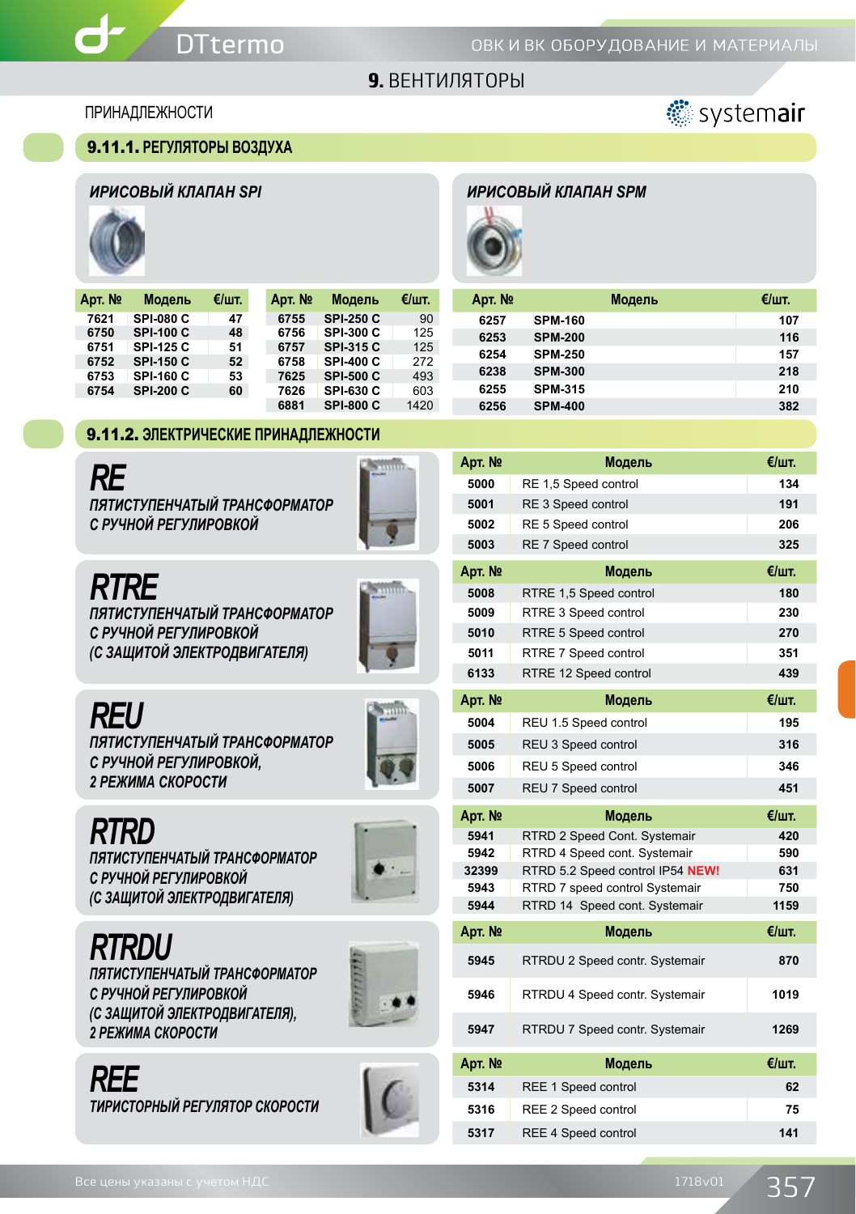## 9. ВЕНТИЛЯТОРЫ

ПРИНАДЛЕЖНОСТИ

systemair

### 9.11.1. РЕГУЛЯТОРЫ ВОЗДУХА

#### ИРИСОВЫЙ КЛАПАН SPI

| Арт. № | Модель | €/шт. |
|---|---|---|
| 7621 | SPI-080 C | 47 |
| 6750 | SPI-100 C | 48 |
| 6751 | SPI-125 C | 51 |
| 6752 | SPI-150 C | 52 |
| 6753 | SPI-160 C | 53 |
| 6754 | SPI-200 C | 60 |
| 6755 | SPI-250 C | 90 |
| 6756 | SPI-300 C | 125 |
| 6757 | SPI-315 C | 125 |
| 6758 | SPI-400 C | 272 |
| 7625 | SPI-500 C | 493 |
| 7626 | SPI-630 C | 603 |
| 6881 | SPI-800 C | 1420 |

#### ИРИСОВЫЙ КЛАПАН SPM

| Арт. № | Модель | €/шт. |
|---|---|---|
| 6257 | SPM-160 | 107 |
| 6253 | SPM-200 | 116 |
| 6254 | SPM-250 | 157 |
| 6238 | SPM-300 | 218 |
| 6255 | SPM-315 | 210 |
| 6256 | SPM-400 | 382 |

### 9.11.2. ЭЛЕКТРИЧЕСКИЕ ПРИНАДЛЕЖНОСТИ

#### RE
ПЯТИСТУПЕНЧАТЫЙ ТРАНСФОРМАТОР С РУЧНОЙ РЕГУЛИРОВКОЙ

| Арт. № | Модель | €/шт. |
|---|---|---|
| 5000 | RE 1,5 Speed control | 134 |
| 5001 | RE 3 Speed control | 191 |
| 5002 | RE 5 Speed control | 206 |
| 5003 | RE 7 Speed control | 325 |

#### RTRE
ПЯТИСТУПЕНЧАТЫЙ ТРАНСФОРМАТОР С РУЧНОЙ РЕГУЛИРОВКОЙ (С ЗАЩИТОЙ ЭЛЕКТРОДВИГАТЕЛЯ)

| Арт. № | Модель | €/шт. |
|---|---|---|
| 5008 | RTRE 1,5 Speed control | 180 |
| 5009 | RTRE 3 Speed control | 230 |
| 5010 | RTRE 5 Speed control | 270 |
| 5011 | RTRE 7 Speed control | 351 |
| 6133 | RTRE 12 Speed control | 439 |

#### REU
ПЯТИСТУПЕНЧАТЫЙ ТРАНСФОРМАТОР С РУЧНОЙ РЕГУЛИРОВКОЙ, 2 РЕЖИМА СКОРОСТИ

| Арт. № | Модель | €/шт. |
|---|---|---|
| 5004 | REU 1.5 Speed control | 195 |
| 5005 | REU 3 Speed control | 316 |
| 5006 | REU 5 Speed control | 346 |
| 5007 | REU 7 Speed control | 451 |

#### RTRD
ПЯТИСТУПЕНЧАТЫЙ ТРАНСФОРМАТОР С РУЧНОЙ РЕГУЛИРОВКОЙ (С ЗАЩИТОЙ ЭЛЕКТРОДВИГАТЕЛЯ)

| Арт. № | Модель | €/шт. |
|---|---|---|
| 5941 | RTRD 2 Speed Cont. Systemair | 420 |
| 5942 | RTRD 4 Speed cont. Systemair | 590 |
| 32399 | RTRD 5.2 Speed control IP54 **NEW!** | 631 |
| 5943 | RTRD 7 speed control Systemair | 750 |
| 5944 | RTRD 14 Speed cont. Systemair | 1159 |

#### RTRDU
ПЯТИСТУПЕНЧАТЫЙ ТРАНСФОРМАТОР С РУЧНОЙ РЕГУЛИРОВКОЙ (С ЗАЩИТОЙ ЭЛЕКТРОДВИГАТЕЛЯ), 2 РЕЖИМА СКОРОСТИ

| Арт. № | Модель | €/шт. |
|---|---|---|
| 5945 | RTRDU 2 Speed contr. Systemair | 870 |
| 5946 | RTRDU 4 Speed contr. Systemair | 1019 |
| 5947 | RTRDU 7 Speed contr. Systemair | 1269 |

#### REE
ТИРИСТОРНЫЙ РЕГУЛЯТОР СКОРОСТИ

| Арт. № | Модель | €/шт. |
|---|---|---|
| 5314 | REE 1 Speed control | 62 |
| 5316 | REE 2 Speed control | 75 |
| 5317 | REE 4 Speed control | 141 |

Все цены указаны с учетом НДС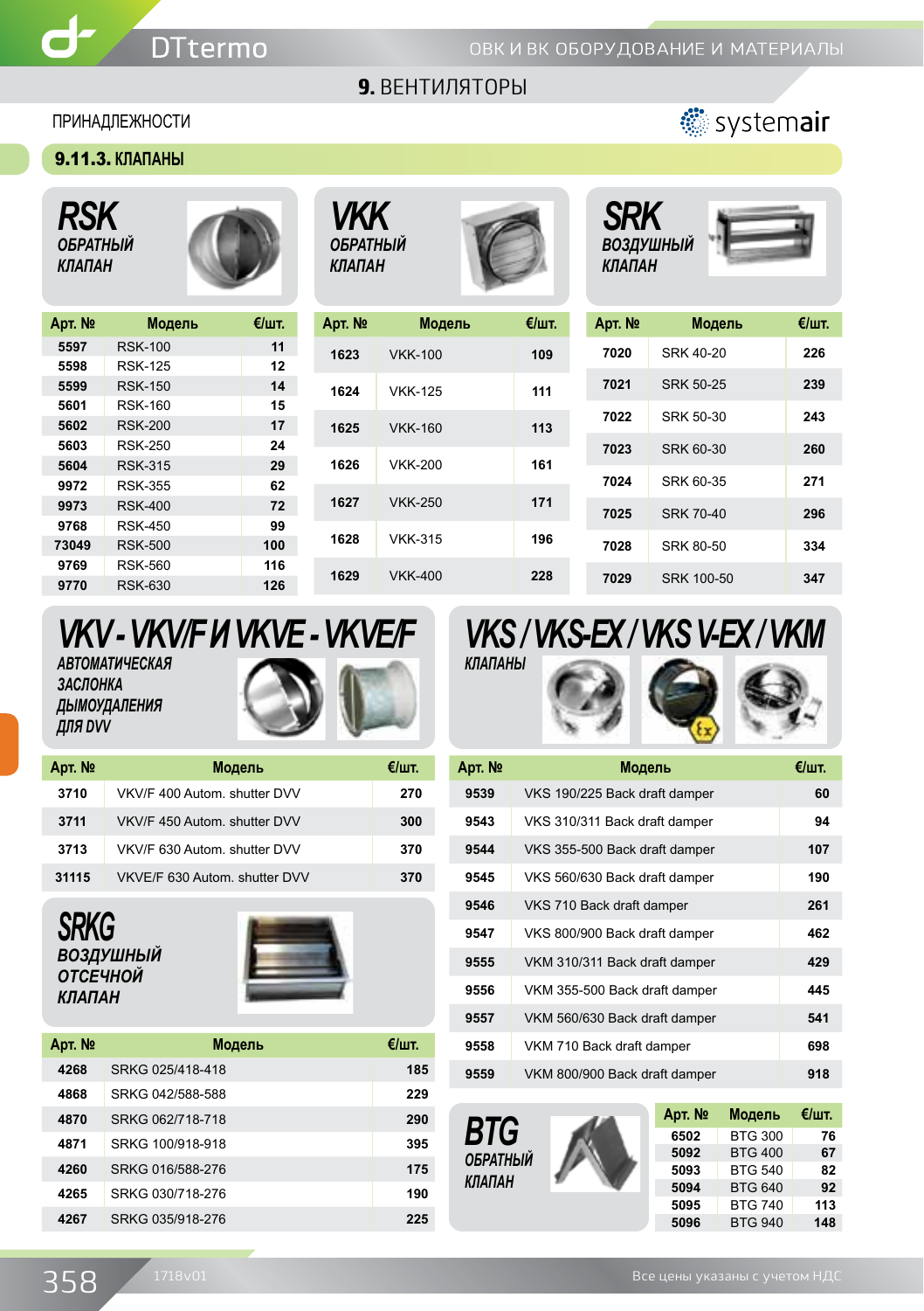# 9. ВЕНТИЛЯТОРЫ

ПРИНАДЛЕЖНОСТИ

## 9.11.3. КЛАПАНЫ

### RSK
**ОБРАТНЫЙ КЛАПАН**

| Арт. № | Модель | €/шт. |
|---|---|---|
| 5597 | RSK-100 | 11 |
| 5598 | RSK-125 | 12 |
| 5599 | RSK-150 | 14 |
| 5601 | RSK-160 | 15 |
| 5602 | RSK-200 | 17 |
| 5603 | RSK-250 | 24 |
| 5604 | RSK-315 | 29 |
| 9972 | RSK-355 | 62 |
| 9973 | RSK-400 | 72 |
| 9768 | RSK-450 | 99 |
| 73049 | RSK-500 | 100 |
| 9769 | RSK-560 | 116 |
| 9770 | RSK-630 | 126 |

### VKK
**ОБРАТНЫЙ КЛАПАН**

| Арт. № | Модель | €/шт. |
|---|---|---|
| 1623 | VKK-100 | 109 |
| 1624 | VKK-125 | 111 |
| 1625 | VKK-160 | 113 |
| 1626 | VKK-200 | 161 |
| 1627 | VKK-250 | 171 |
| 1628 | VKK-315 | 196 |
| 1629 | VKK-400 | 228 |

### SRK
**ВОЗДУШНЫЙ КЛАПАН**

| Арт. № | Модель | €/шт. |
|---|---|---|
| 7020 | SRK 40-20 | 226 |
| 7021 | SRK 50-25 | 239 |
| 7022 | SRK 50-30 | 243 |
| 7023 | SRK 60-30 | 260 |
| 7024 | SRK 60-35 | 271 |
| 7025 | SRK 70-40 | 296 |
| 7028 | SRK 80-50 | 334 |
| 7029 | SRK 100-50 | 347 |

### VKV - VKV/F И VKVE - VKVE/F
**АВТОМАТИЧЕСКАЯ ЗАСЛОНКА ДЫМОУДАЛЕНИЯ ДЛЯ DVV**

| Арт. № | Модель | €/шт. |
|---|---|---|
| 3710 | VKV/F 400 Autom. shutter DVV | 270 |
| 3711 | VKV/F 450 Autom. shutter DVV | 300 |
| 3713 | VKV/F 630 Autom. shutter DVV | 370 |
| 31115 | VKVE/F 630 Autom. shutter DVV | 370 |

### SRKG
**ВОЗДУШНЫЙ ОТСЕЧНОЙ КЛАПАН**

| Арт. № | Модель | €/шт. |
|---|---|---|
| 4268 | SRKG 025/418-418 | 185 |
| 4868 | SRKG 042/588-588 | 229 |
| 4870 | SRKG 062/718-718 | 290 |
| 4871 | SRKG 100/918-918 | 395 |
| 4260 | SRKG 016/588-276 | 175 |
| 4265 | SRKG 030/718-276 | 190 |
| 4267 | SRKG 035/918-276 | 225 |

### VKS / VKS-EX / VKS V-EX / VKM
**КЛАПАНЫ**

| Арт. № | Модель | €/шт. |
|---|---|---|
| 9539 | VKS 190/225 Back draft damper | 60 |
| 9543 | VKS 310/311 Back draft damper | 94 |
| 9544 | VKS 355-500 Back draft damper | 107 |
| 9545 | VKS 560/630 Back draft damper | 190 |
| 9546 | VKS 710 Back draft damper | 261 |
| 9547 | VKS 800/900 Back draft damper | 462 |
| 9555 | VKM 310/311 Back draft damper | 429 |
| 9556 | VKM 355-500 Back draft damper | 445 |
| 9557 | VKM 560/630 Back draft damper | 541 |
| 9558 | VKM 710 Back draft damper | 698 |
| 9559 | VKM 800/900 Back draft damper | 918 |

### BTG
**ОБРАТНЫЙ КЛАПАН**

| Арт. № | Модель | €/шт. |
|---|---|---|
| 6502 | BTG 300 | 76 |
| 5092 | BTG 400 | 67 |
| 5093 | BTG 540 | 82 |
| 5094 | BTG 640 | 92 |
| 5095 | BTG 740 | 113 |
| 5096 | BTG 940 | 148 |

Все цены указаны с учетом НДС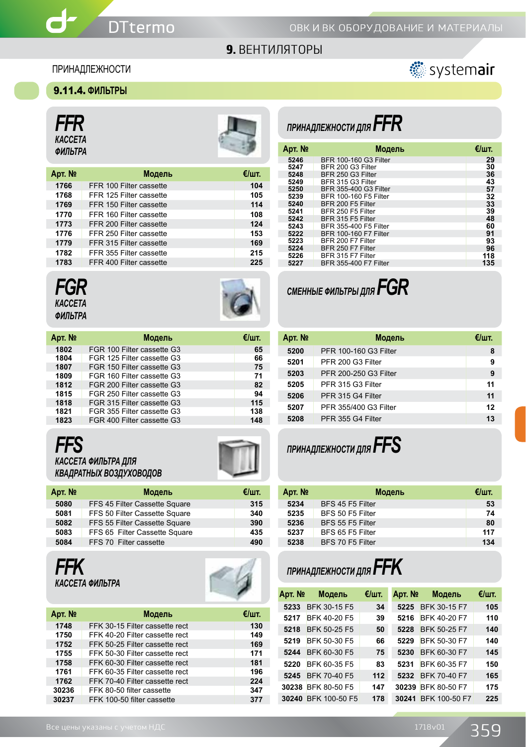# 9. ВЕНТИЛЯТОРЫ

ПРИНАДЛЕЖНОСТИ

## 9.11.4. ФИЛЬТРЫ

### FFR
*КАССЕТА ФИЛЬТРА*

| Арт. № | Модель | €/шт. |
|---|---|---|
| 1766 | FFR 100 Filter cassette | 104 |
| 1768 | FFR 125 Filter cassette | 105 |
| 1769 | FFR 150 Filter cassette | 114 |
| 1770 | FFR 160 Filter cassette | 108 |
| 1773 | FFR 200 Filter cassette | 124 |
| 1776 | FFR 250 Filter cassette | 153 |
| 1779 | FFR 315 Filter cassette | 169 |
| 1782 | FFR 355 Filter cassette | 215 |
| 1783 | FFR 400 Filter cassette | 225 |

### ПРИНАДЛЕЖНОСТИ ДЛЯ FFR

| Арт. № | Модель | €/шт. |
|---|---|---|
| 5246 | BFR 100-160 G3 Filter | 29 |
| 5247 | BFR 200 G3 Filter | 30 |
| 5248 | BFR 250 G3 Filter | 36 |
| 5249 | BFR 315 G3 Filter | 43 |
| 5250 | BFR 355-400 G3 Filter | 57 |
| 5239 | BFR 100-160 F5 Filter | 32 |
| 5240 | BFR 200 F5 Filter | 33 |
| 5241 | BFR 250 F5 Filter | 39 |
| 5242 | BFR 315 F5 Filter | 48 |
| 5243 | BFR 355-400 F5 Filter | 60 |
| 5222 | BFR 100-160 F7 Filter | 91 |
| 5223 | BFR 200 F7 Filter | 93 |
| 5224 | BFR 250 F7 Filter | 96 |
| 5226 | BFR 315 F7 Filter | 118 |
| 5227 | BFR 355-400 F7 Filter | 135 |

### FGR
*КАССЕТА ФИЛЬТРА*

| Арт. № | Модель | €/шт. |
|---|---|---|
| 1802 | FGR 100 Filter cassette G3 | 65 |
| 1804 | FGR 125 Filter cassette G3 | 66 |
| 1807 | FGR 150 Filter cassette G3 | 75 |
| 1809 | FGR 160 Filter cassette G3 | 71 |
| 1812 | FGR 200 Filter cassette G3 | 82 |
| 1815 | FGR 250 Filter cassette G3 | 94 |
| 1818 | FGR 315 Filter cassette G3 | 115 |
| 1821 | FGR 355 Filter cassette G3 | 138 |
| 1823 | FGR 400 Filter cassette G3 | 148 |

### СМЕННЫЕ ФИЛЬТРЫ ДЛЯ FGR

| Арт. № | Модель | €/шт. |
|---|---|---|
| 5200 | PFR 100-160 G3 Filter | 8 |
| 5201 | PFR 200 G3 Filter | 9 |
| 5203 | PFR 200-250 G3 Filter | 9 |
| 5205 | PFR 315 G3 Filter | 11 |
| 5206 | PFR 315 G4 Filter | 11 |
| 5207 | PFR 355/400 G3 Filter | 12 |
| 5208 | PFR 355 G4 Filter | 13 |

### FFS
*КАССЕТА ФИЛЬТРА ДЛЯ КВАДРАТНЫХ ВОЗДУХОВОДОВ*

| Арт. № | Модель | €/шт. |
|---|---|---|
| 5080 | FFS 45 Filter Cassette Square | 315 |
| 5081 | FFS 50 Filter Cassette Square | 340 |
| 5082 | FFS 55 Filter Cassette Square | 390 |
| 5083 | FFS 65 Filter Cassette Square | 435 |
| 5084 | FFS 70 Filter cassette | 490 |

### ПРИНАДЛЕЖНОСТИ ДЛЯ FFS

| Арт. № | Модель | €/шт. |
|---|---|---|
| 5234 | BFS 45 F5 Filter | 53 |
| 5235 | BFS 50 F5 Filter | 74 |
| 5236 | BFS 55 F5 Filter | 80 |
| 5237 | BFS 65 F5 Filter | 117 |
| 5238 | BFS 70 F5 Filter | 134 |

### FFK
*КАССЕТА ФИЛЬТРА*

| Арт. № | Модель | €/шт. |
|---|---|---|
| 1748 | FFK 30-15 Filter cassette rect | 130 |
| 1750 | FFK 40-20 Filter cassette rect | 149 |
| 1752 | FFK 50-25 Filter cassette rect | 169 |
| 1755 | FFK 50-30 Filter cassette rect | 171 |
| 1758 | FFK 60-30 Filter cassette rect | 181 |
| 1761 | FFK 60-35 Filter cassette rect | 196 |
| 1762 | FFK 70-40 Filter cassette rect | 224 |
| 30236 | FFK 80-50 filter cassette | 347 |
| 30237 | FFK 100-50 filter cassette | 377 |

### ПРИНАДЛЕЖНОСТИ ДЛЯ FFK

| Арт. № | Модель | €/шт. | Арт. № | Модель | €/шт. |
|---|---|---|---|---|---|
| 5233 | BFK 30-15 F5 | 34 | 5225 | BFK 30-15 F7 | 105 |
| 5217 | BFK 40-20 F5 | 39 | 5216 | BFK 40-20 F7 | 110 |
| 5218 | BFK 50-25 F5 | 50 | 5228 | BFK 50-25 F7 | 140 |
| 5219 | BFK 50-30 F5 | 66 | 5229 | BFK 50-30 F7 | 140 |
| 5244 | BFK 60-30 F5 | 75 | 5230 | BFK 60-30 F7 | 145 |
| 5220 | BFK 60-35 F5 | 83 | 5231 | BFK 60-35 F7 | 150 |
| 5245 | BFK 70-40 F5 | 112 | 5232 | BFK 70-40 F7 | 165 |
| 30238 | BFK 80-50 F5 | 147 | 30239 | BFK 80-50 F7 | 175 |
| 30240 | BFK 100-50 F5 | 178 | 30241 | BFK 100-50 F7 | 225 |

Все цены указаны с учетом НДС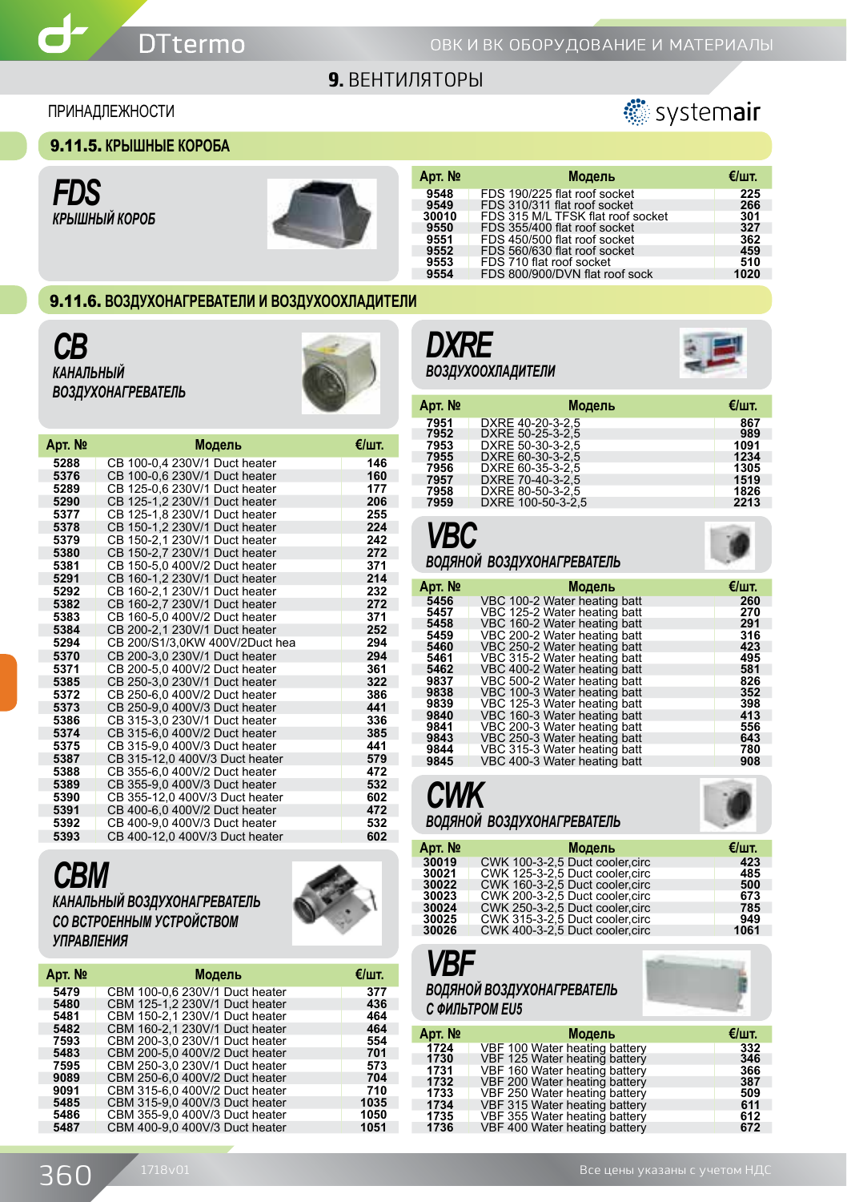## 9. ВЕНТИЛЯТОРЫ

ПРИНАДЛЕЖНОСТИ

### 9.11.5. КРЫШНЫЕ КОРОБА

**FDS**
*КРЫШНЫЙ КОРОБ*

| Арт. № | Модель | €/шт. |
|---|---|---|
| 9548 | FDS 190/225 flat roof socket | 225 |
| 9549 | FDS 310/311 flat roof socket | 266 |
| 30010 | FDS 315 M/L TFSK flat roof socket | 301 |
| 9550 | FDS 355/400 flat roof socket | 327 |
| 9551 | FDS 450/500 flat roof socket | 362 |
| 9552 | FDS 560/630 flat roof socket | 459 |
| 9553 | FDS 710 flat roof socket | 510 |
| 9554 | FDS 800/900/DVN flat roof sock | 1020 |

### 9.11.6. ВОЗДУХОНАГРЕВАТЕЛИ И ВОЗДУХООХЛАДИТЕЛИ

**CB**
*КАНАЛЬНЫЙ ВОЗДУХОНАГРЕВАТЕЛЬ*

| Арт. № | Модель | €/шт. |
|---|---|---|
| 5288 | CB 100-0,4 230V/1 Duct heater | 146 |
| 5376 | CB 100-0,6 230V/1 Duct heater | 160 |
| 5289 | CB 125-0,6 230V/1 Duct heater | 177 |
| 5290 | CB 125-1,2 230V/1 Duct heater | 206 |
| 5377 | CB 125-1,8 230V/1 Duct heater | 255 |
| 5378 | CB 150-1,2 230V/1 Duct heater | 224 |
| 5379 | CB 150-2,1 230V/1 Duct heater | 242 |
| 5380 | CB 150-2,7 230V/1 Duct heater | 272 |
| 5381 | CB 150-5,0 400V/2 Duct heater | 371 |
| 5291 | CB 160-1,2 230V/1 Duct heater | 214 |
| 5292 | CB 160-2,1 230V/1 Duct heater | 232 |
| 5382 | CB 160-2,7 230V/1 Duct heater | 272 |
| 5383 | CB 160-5,0 400V/2 Duct heater | 371 |
| 5384 | CB 200-2,1 230V/1 Duct heater | 252 |
| 5294 | CB 200/S1/3,0KW 400V/2Duct hea | 294 |
| 5370 | CB 200-3,0 230V/1 Duct heater | 294 |
| 5371 | CB 200-5,0 400V/2 Duct heater | 361 |
| 5385 | CB 250-3,0 230V/1 Duct heater | 322 |
| 5372 | CB 250-6,0 400V/2 Duct heater | 386 |
| 5373 | CB 250-9,0 400V/3 Duct heater | 441 |
| 5386 | CB 315-3,0 230V/1 Duct heater | 336 |
| 5374 | CB 315-6,0 400V/2 Duct heater | 385 |
| 5375 | CB 315-9,0 400V/3 Duct heater | 441 |
| 5387 | CB 315-12,0 400V/3 Duct heater | 579 |
| 5388 | CB 355-6,0 400V/2 Duct heater | 472 |
| 5389 | CB 355-9,0 400V/3 Duct heater | 532 |
| 5390 | CB 355-12,0 400V/3 Duct heater | 602 |
| 5391 | CB 400-6,0 400V/2 Duct heater | 472 |
| 5392 | CB 400-9,0 400V/3 Duct heater | 532 |
| 5393 | CB 400-12,0 400V/3 Duct heater | 602 |

**CBM**
*КАНАЛЬНЫЙ ВОЗДУХОНАГРЕВАТЕЛЬ СО ВСТРОЕННЫМ УСТРОЙСТВОМ УПРАВЛЕНИЯ*

| Арт. № | Модель | €/шт. |
|---|---|---|
| 5479 | CBM 100-0,6 230V/1 Duct heater | 377 |
| 5480 | CBM 125-1,2 230V/1 Duct heater | 436 |
| 5481 | CBM 150-2,1 230V/1 Duct heater | 464 |
| 5482 | CBM 160-2,1 230V/1 Duct heater | 464 |
| 7593 | CBM 200-3,0 230V/1 Duct heater | 554 |
| 5483 | CBM 200-5,0 400V/2 Duct heater | 701 |
| 7595 | CBM 250-3,0 230V/1 Duct heater | 573 |
| 9089 | CBM 250-6,0 400V/2 Duct heater | 704 |
| 9091 | CBM 315-6,0 400V/2 Duct heater | 710 |
| 5485 | CBM 315-9,0 400V/3 Duct heater | 1035 |
| 5486 | CBM 355-9,0 400V/3 Duct heater | 1050 |
| 5487 | CBM 400-9,0 400V/3 Duct heater | 1051 |

**DXRE**
*ВОЗДУХООХЛАДИТЕЛИ*

| Арт. № | Модель | €/шт. |
|---|---|---|
| 7951 | DXRE 40-20-3-2,5 | 867 |
| 7952 | DXRE 50-25-3-2,5 | 989 |
| 7953 | DXRE 50-30-3-2,5 | 1091 |
| 7955 | DXRE 60-30-3-2,5 | 1234 |
| 7956 | DXRE 60-35-3-2,5 | 1305 |
| 7957 | DXRE 70-40-3-2,5 | 1519 |
| 7958 | DXRE 80-50-3-2,5 | 1826 |
| 7959 | DXRE 100-50-3-2,5 | 2213 |

**VBC**
*ВОДЯНОЙ ВОЗДУХОНАГРЕВАТЕЛЬ*

| Арт. № | Модель | €/шт. |
|---|---|---|
| 5456 | VBC 100-2 Water heating batt | 260 |
| 5457 | VBC 125-2 Water heating batt | 270 |
| 5458 | VBC 160-2 Water heating batt | 291 |
| 5459 | VBC 200-2 Water heating batt | 316 |
| 5460 | VBC 250-2 Water heating batt | 423 |
| 5461 | VBC 315-2 Water heating batt | 495 |
| 5462 | VBC 400-2 Water heating batt | 581 |
| 9837 | VBC 500-2 Water heating batt | 826 |
| 9838 | VBC 100-3 Water heating batt | 352 |
| 9839 | VBC 125-3 Water heating batt | 398 |
| 9840 | VBC 160-3 Water heating batt | 413 |
| 9841 | VBC 200-3 Water heating batt | 556 |
| 9843 | VBC 250-3 Water heating batt | 643 |
| 9844 | VBC 315-3 Water heating batt | 780 |
| 9845 | VBC 400-3 Water heating batt | 908 |

**CWK**
*ВОДЯНОЙ ВОЗДУХОНАГРЕВАТЕЛЬ*

| Арт. № | Модель | €/шт. |
|---|---|---|
| 30019 | CWK 100-3-2,5 Duct cooler,circ | 423 |
| 30021 | CWK 125-3-2,5 Duct cooler,circ | 485 |
| 30022 | CWK 160-3-2,5 Duct cooler,circ | 500 |
| 30023 | CWK 200-3-2,5 Duct cooler,circ | 673 |
| 30024 | CWK 250-3-2,5 Duct cooler,circ | 785 |
| 30025 | CWK 315-3-2,5 Duct cooler,circ | 949 |
| 30026 | CWK 400-3-2,5 Duct cooler,circ | 1061 |

**VBF**
*ВОДЯНОЙ ВОЗДУХОНАГРЕВАТЕЛЬ С ФИЛЬТРОМ EU5*

| Арт. № | Модель | €/шт. |
|---|---|---|
| 1724 | VBF 100 Water heating battery | 332 |
| 1730 | VBF 125 Water heating battery | 346 |
| 1731 | VBF 160 Water heating battery | 366 |
| 1732 | VBF 200 Water heating battery | 387 |
| 1733 | VBF 250 Water heating battery | 509 |
| 1734 | VBF 315 Water heating battery | 611 |
| 1735 | VBF 355 Water heating battery | 612 |
| 1736 | VBF 400 Water heating battery | 672 |

Все цены указаны с учетом НДС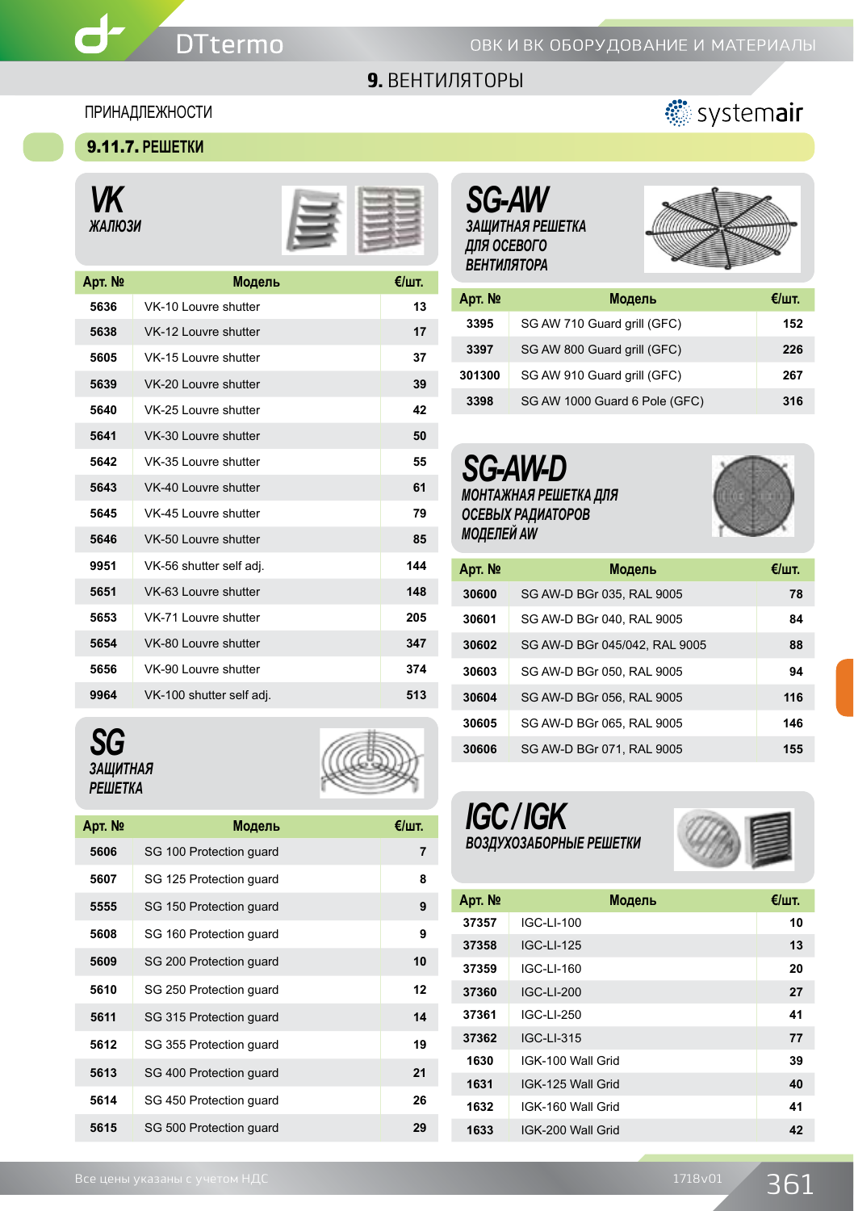## 9. ВЕНТИЛЯТОРЫ

ПРИНАДЛЕЖНОСТИ

### 9.11.7. РЕШЕТКИ

#### VK
*ЖАЛЮЗИ*

| Арт. № | Модель | €/шт. |
|---|---|---|
| 5636 | VK-10 Louvre shutter | 13 |
| 5638 | VK-12 Louvre shutter | 17 |
| 5605 | VK-15 Louvre shutter | 37 |
| 5639 | VK-20 Louvre shutter | 39 |
| 5640 | VK-25 Louvre shutter | 42 |
| 5641 | VK-30 Louvre shutter | 50 |
| 5642 | VK-35 Louvre shutter | 55 |
| 5643 | VK-40 Louvre shutter | 61 |
| 5645 | VK-45 Louvre shutter | 79 |
| 5646 | VK-50 Louvre shutter | 85 |
| 9951 | VK-56 shutter self adj. | 144 |
| 5651 | VK-63 Louvre shutter | 148 |
| 5653 | VK-71 Louvre shutter | 205 |
| 5654 | VK-80 Louvre shutter | 347 |
| 5656 | VK-90 Louvre shutter | 374 |
| 9964 | VK-100 shutter self adj. | 513 |

#### SG
*ЗАЩИТНАЯ РЕШЕТКА*

| Арт. № | Модель | €/шт. |
|---|---|---|
| 5606 | SG 100 Protection guard | 7 |
| 5607 | SG 125 Protection guard | 8 |
| 5555 | SG 150 Protection guard | 9 |
| 5608 | SG 160 Protection guard | 9 |
| 5609 | SG 200 Protection guard | 10 |
| 5610 | SG 250 Protection guard | 12 |
| 5611 | SG 315 Protection guard | 14 |
| 5612 | SG 355 Protection guard | 19 |
| 5613 | SG 400 Protection guard | 21 |
| 5614 | SG 450 Protection guard | 26 |
| 5615 | SG 500 Protection guard | 29 |

#### SG-AW
*ЗАЩИТНАЯ РЕШЕТКА ДЛЯ ОСЕВОГО ВЕНТИЛЯТОРА*

| Арт. № | Модель | €/шт. |
|---|---|---|
| 3395 | SG AW 710 Guard grill (GFC) | 152 |
| 3397 | SG AW 800 Guard grill (GFC) | 226 |
| 301300 | SG AW 910 Guard grill (GFC) | 267 |
| 3398 | SG AW 1000 Guard 6 Pole (GFC) | 316 |

#### SG-AW-D
*МОНТАЖНАЯ РЕШЕТКА ДЛЯ ОСЕВЫХ РАДИАТОРОВ МОДЕЛЕЙ AW*

| Арт. № | Модель | €/шт. |
|---|---|---|
| 30600 | SG AW-D BGr 035, RAL 9005 | 78 |
| 30601 | SG AW-D BGr 040, RAL 9005 | 84 |
| 30602 | SG AW-D BGr 045/042, RAL 9005 | 88 |
| 30603 | SG AW-D BGr 050, RAL 9005 | 94 |
| 30604 | SG AW-D BGr 056, RAL 9005 | 116 |
| 30605 | SG AW-D BGr 065, RAL 9005 | 146 |
| 30606 | SG AW-D BGr 071, RAL 9005 | 155 |

#### IGC / IGK
*ВОЗДУХОЗАБОРНЫЕ РЕШЕТКИ*

| Арт. № | Модель | €/шт. |
|---|---|---|
| 37357 | IGC-LI-100 | 10 |
| 37358 | IGC-LI-125 | 13 |
| 37359 | IGC-LI-160 | 20 |
| 37360 | IGC-LI-200 | 27 |
| 37361 | IGC-LI-250 | 41 |
| 37362 | IGC-LI-315 | 77 |
| 1630 | IGK-100 Wall Grid | 39 |
| 1631 | IGK-125 Wall Grid | 40 |
| 1632 | IGK-160 Wall Grid | 41 |
| 1633 | IGK-200 Wall Grid | 42 |

Все цены указаны с учетом НДС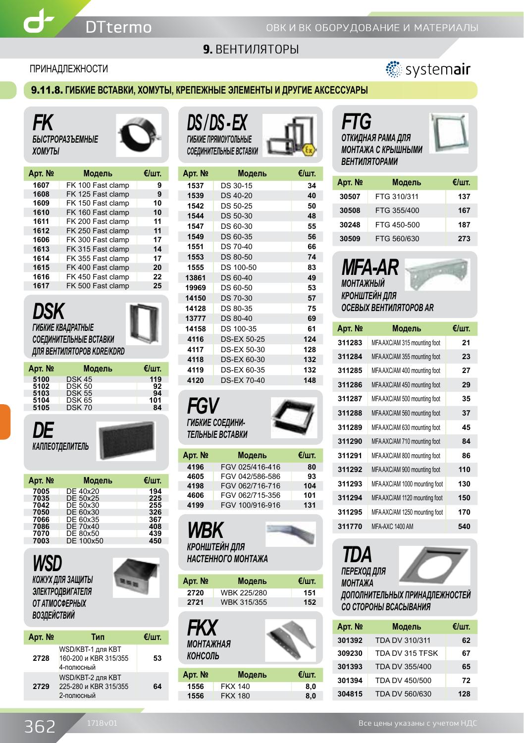# 9. ВЕНТИЛЯТОРЫ

ПРИНАДЛЕЖНОСТИ

systemair

## 9.11.8. ГИБКИЕ ВСТАВКИ, ХОМУТЫ, КРЕПЕЖНЫЕ ЭЛЕМЕНТЫ И ДРУГИЕ АКСЕССУАРЫ

### FK
*БЫСТРОРАЗЪЕМНЫЕ ХОМУТЫ*

| Арт. № | Модель | €/шт. |
|---|---|---|
| 1607 | FK 100 Fast clamp | 9 |
| 1608 | FK 125 Fast clamp | 9 |
| 1609 | FK 150 Fast clamp | 10 |
| 1610 | FK 160 Fast clamp | 10 |
| 1611 | FK 200 Fast clamp | 11 |
| 1612 | FK 250 Fast clamp | 11 |
| 1606 | FK 300 Fast clamp | 17 |
| 1613 | FK 315 Fast clamp | 14 |
| 1614 | FK 355 Fast clamp | 17 |
| 1615 | FK 400 Fast clamp | 20 |
| 1616 | FK 450 Fast clamp | 22 |
| 1617 | FK 500 Fast clamp | 25 |

### DSK
*ГИБКИЕ КВАДРАТНЫЕ СОЕДИНИТЕЛЬНЫЕ ВСТАВКИ ДЛЯ ВЕНТИЛЯТОРОВ KDRE/KDRD*

| Арт. № | Модель | €/шт. |
|---|---|---|
| 5100 | DSK 45 | 119 |
| 5102 | DSK 50 | 92 |
| 5103 | DSK 55 | 94 |
| 5104 | DSK 65 | 101 |
| 5105 | DSK 70 | 84 |

### DE
*КАПЛЕОТДЕЛИТЕЛЬ*

| Арт. № | Модель | €/шт. |
|---|---|---|
| 7005 | DE 40x20 | 194 |
| 7035 | DE 50x25 | 225 |
| 7042 | DE 50x30 | 255 |
| 7050 | DE 60x30 | 326 |
| 7066 | DE 60x35 | 367 |
| 7086 | DE 70x40 | 408 |
| 7070 | DE 80x50 | 439 |
| 7003 | DE 100x50 | 450 |

### WSD
*КОЖУХ ДЛЯ ЗАЩИТЫ ЭЛЕКТРОДВИГАТЕЛЯ ОТ АТМОСФЕРНЫХ ВОЗДЕЙСТВИЙ*

| Арт. № | Тип | €/шт. |
|---|---|---|
| 2728 | WSD/KBT-1 для KBT 160-200 и KBR 315/355 4-полюсный | 53 |
| 2729 | WSD/KBT-2 для KBT 225-280 и KBR 315/355 2-полюсный | 64 |

### DS / DS-EX
*ГИБКИЕ ПРЯМОУГОЛЬНЫЕ СОЕДИНИТЕЛЬНЫЕ ВСТАВКИ*

| Арт. № | Модель | €/шт. |
|---|---|---|
| 1537 | DS 30-15 | 34 |
| 1539 | DS 40-20 | 40 |
| 1542 | DS 50-25 | 50 |
| 1544 | DS 50-30 | 48 |
| 1547 | DS 60-30 | 55 |
| 1549 | DS 60-35 | 56 |
| 1551 | DS 70-40 | 66 |
| 1553 | DS 80-50 | 74 |
| 1555 | DS 100-50 | 83 |
| 13861 | DS 60-40 | 49 |
| 19969 | DS 60-50 | 53 |
| 14150 | DS 70-30 | 57 |
| 14128 | DS 80-35 | 75 |
| 13777 | DS 80-40 | 69 |
| 14158 | DS 100-35 | 61 |
| 4116 | DS-EX 50-25 | 124 |
| 4117 | DS-EX 50-30 | 128 |
| 4118 | DS-EX 60-30 | 132 |
| 4119 | DS-EX 60-35 | 132 |
| 4120 | DS-EX 70-40 | 148 |

### FGV
*ГИБКИЕ СОЕДИНИТЕЛЬНЫЕ ВСТАВКИ*

| Арт. № | Модель | €/шт. |
|---|---|---|
| 4196 | FGV 025/416-416 | 80 |
| 4605 | FGV 042/586-586 | 93 |
| 4198 | FGV 062/716-716 | 104 |
| 4606 | FGV 062/715-356 | 101 |
| 4199 | FGV 100/916-916 | 131 |

### WBK
*КРОНШТЕЙН ДЛЯ НАСТЕННОГО МОНТАЖА*

| Арт. № | Модель | €/шт. |
|---|---|---|
| 2720 | WBK 225/280 | 151 |
| 2721 | WBK 315/355 | 152 |

### FKX
*МОНТАЖНАЯ КОНСОЛЬ*

| Арт. № | Модель | €/шт. |
|---|---|---|
| 1556 | FKX 140 | 8,0 |
| 1556 | FKX 180 | 8,0 |

### FTG
*ОТКИДНАЯ РАМА ДЛЯ МОНТАЖА С КРЫШНЫМИ ВЕНТИЛЯТОРАМИ*

| Арт. № | Модель | €/шт. |
|---|---|---|
| 30507 | FTG 310/311 | 137 |
| 30508 | FTG 355/400 | 167 |
| 30248 | FTG 450-500 | 187 |
| 30509 | FTG 560/630 | 273 |

### MFA-AR
*МОНТАЖНЫЙ КРОНШТЕЙН ДЛЯ ОСЕВЫХ ВЕНТИЛЯТОРОВ AR*

| Арт. № | Модель | €/шт. |
|---|---|---|
| 311283 | MFA AXC/AM 315 mounting foot | 21 |
| 311284 | MFA AXC/AM 355 mounting foot | 23 |
| 311285 | MFA AXC/AM 400 mounting foot | 27 |
| 311286 | MFA AXC/AM 450 mounting foot | 29 |
| 311287 | MFA AXC/AM 500 mounting foot | 35 |
| 311288 | MFA AXC/AM 560 mounting foot | 37 |
| 311289 | MFA AXC/AM 630 mounting foot | 45 |
| 311290 | MFA AXC/AM 710 mounting foot | 84 |
| 311291 | MFA AXC/AM 800 mounting foot | 86 |
| 311292 | MFA AXC/AM 900 mounting foot | 110 |
| 311293 | MFA AXC/AM 1000 mounting foot | 130 |
| 311294 | MFA AXC/AM 1120 mounting foot | 150 |
| 311295 | MFA AXC/AM 1250 mounting foot | 170 |
| 311770 | MFA-AXC 1400 AM | 540 |

### TDA
*ПЕРЕХОД ДЛЯ МОНТАЖА ДОПОЛНИТЕЛЬНЫХ ПРИНАДЛЕЖНОСТЕЙ СО СТОРОНЫ ВСАСЫВАНИЯ*

| Арт. № | Модель | €/шт. |
|---|---|---|
| 301392 | TDA DV 310/311 | 62 |
| 309230 | TDA DV 315 TFSK | 67 |
| 301393 | TDA DV 355/400 | 65 |
| 301394 | TDA DV 450/500 | 72 |
| 304815 | TDA DV 560/630 | 128 |

Все цены указаны с учетом НДС